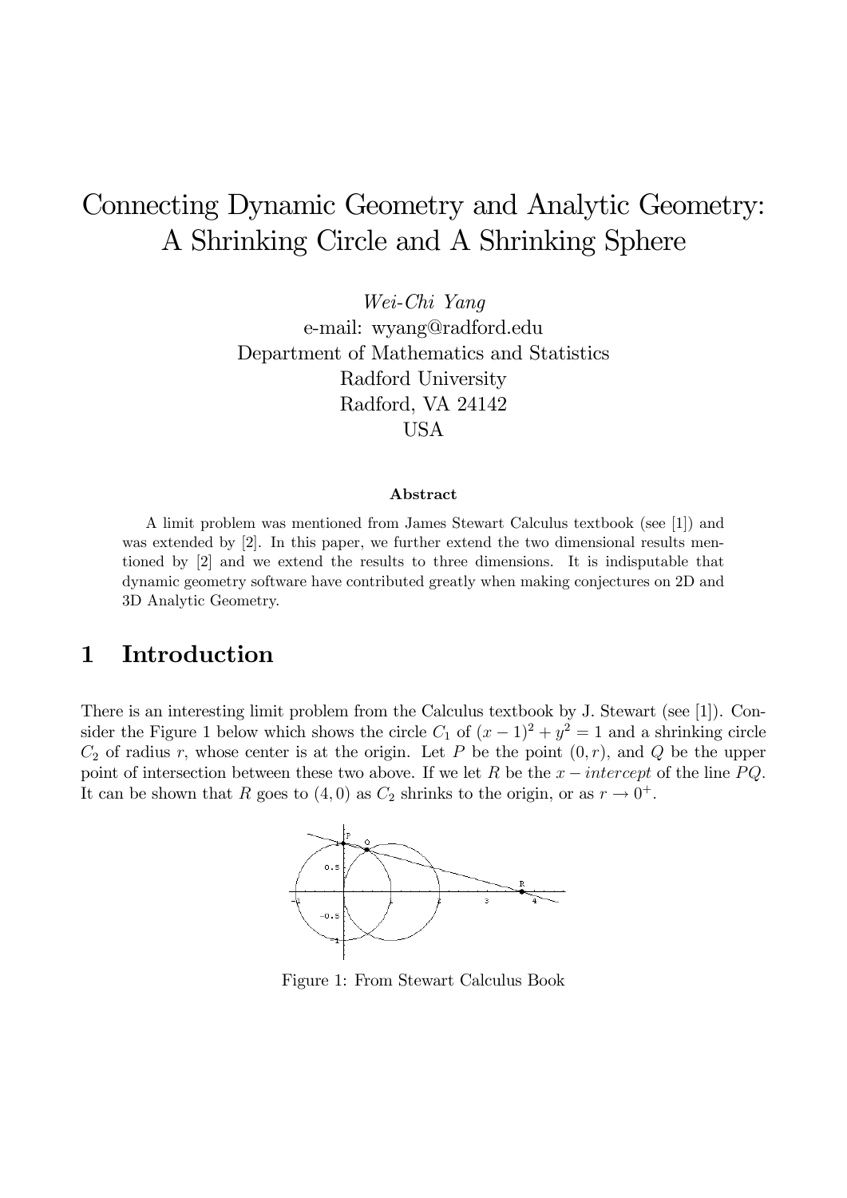# Connecting Dynamic Geometry and Analytic Geometry: A Shrinking Circle and A Shrinking Sphere

*Wei-Chi Yang*
e-mail: wyang@radford.edu
Department of Mathematics and Statistics
Radford University
Radford, VA 24142
USA

**Abstract**

A limit problem was mentioned from James Stewart Calculus textbook (see [1]) and was extended by [2]. In this paper, we further extend the two dimensional results mentioned by [2] and we extend the results to three dimensions. It is indisputable that dynamic geometry software have contributed greatly when making conjectures on 2D and 3D Analytic Geometry.

## 1 Introduction

There is an interesting limit problem from the Calculus textbook by J. Stewart (see [1]). Consider the Figure 1 below which shows the circle $C_1$ of $(x-1)^2 + y^2 = 1$ and a shrinking circle $C_2$ of radius $r$, whose center is at the origin. Let $P$ be the point $(0, r)$, and $Q$ be the upper point of intersection between these two above. If we let $R$ be the $x-intercept$ of the line $PQ$. It can be shown that $R$ goes to $(4, 0)$ as $C_2$ shrinks to the origin, or as $r \to 0^+$.

Figure 1: From Stewart Calculus Book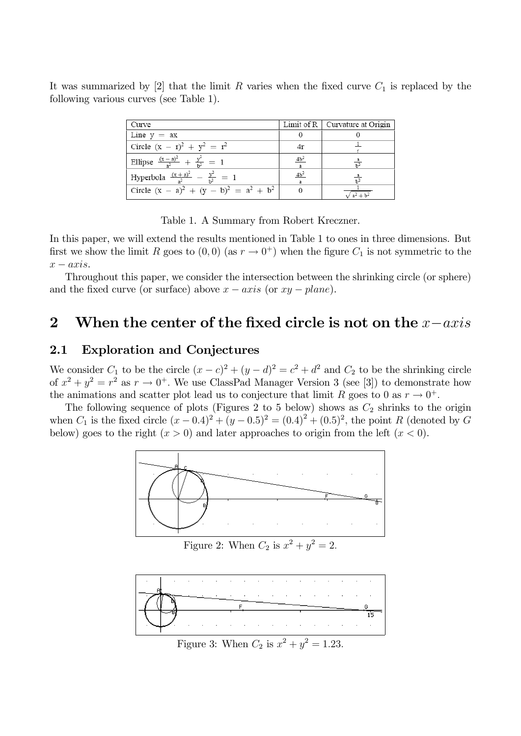It was summarized by [2] that the limit $R$ varies when the fixed curve $C_1$ is replaced by the following various curves (see Table 1).

| Curve | Limit of R | Curvature at Origin |
|---|---|---|
| Line $y = ax$ | $0$ | $0$ |
| Circle $(x - r)^2 + y^2 = r^2$ | $4r$ | $\frac{1}{r}$ |
| Ellipse $\frac{(x-a)^2}{a^2} + \frac{y^2}{b^2} = 1$ | $\frac{4b^2}{a}$ | $\frac{a}{b^2}$ |
| Hyperbola $\frac{(x+a)^2}{a^2} - \frac{y^2}{b^2} = 1$ | $\frac{4b^2}{a}$ | $\frac{a}{b^2}$ |
| Circle $(x - a)^2 + (y - b)^2 = a^2 + b^2$ | $0$ | $\frac{1}{\sqrt{a^2+b^2}}$ |

Table 1. A Summary from Robert Kreczner.

In this paper, we will extend the results mentioned in Table 1 to ones in three dimensions. But first we show the limit $R$ goes to $(0, 0)$ (as $r \to 0^+$) when the figure $C_1$ is not symmetric to the $x - axis$.

Throughout this paper, we consider the intersection between the shrinking circle (or sphere) and the fixed curve (or surface) above $x - axis$ (or $xy - plane$).

## 2 When the center of the fixed circle is not on the $x - axis$

### 2.1 Exploration and Conjectures

We consider $C_1$ to be the circle $(x - c)^2 + (y - d)^2 = c^2 + d^2$ and $C_2$ to be the shrinking circle of $x^2 + y^2 = r^2$ as $r \to 0^+$. We use ClassPad Manager Version 3 (see [3]) to demonstrate how the animations and scatter plot lead us to conjecture that limit $R$ goes to 0 as $r \to 0^+$.

The following sequence of plots (Figures 2 to 5 below) shows as $C_2$ shrinks to the origin when $C_1$ is the fixed circle $(x - 0.4)^2 + (y - 0.5)^2 = (0.4)^2 + (0.5)^2$, the point $R$ (denoted by $G$ below) goes to the right ($x > 0$) and later approaches to origin from the left ($x < 0$).

Figure 2: When $C_2$ is $x^2 + y^2 = 2$.

Figure 3: When $C_2$ is $x^2 + y^2 = 1.23$.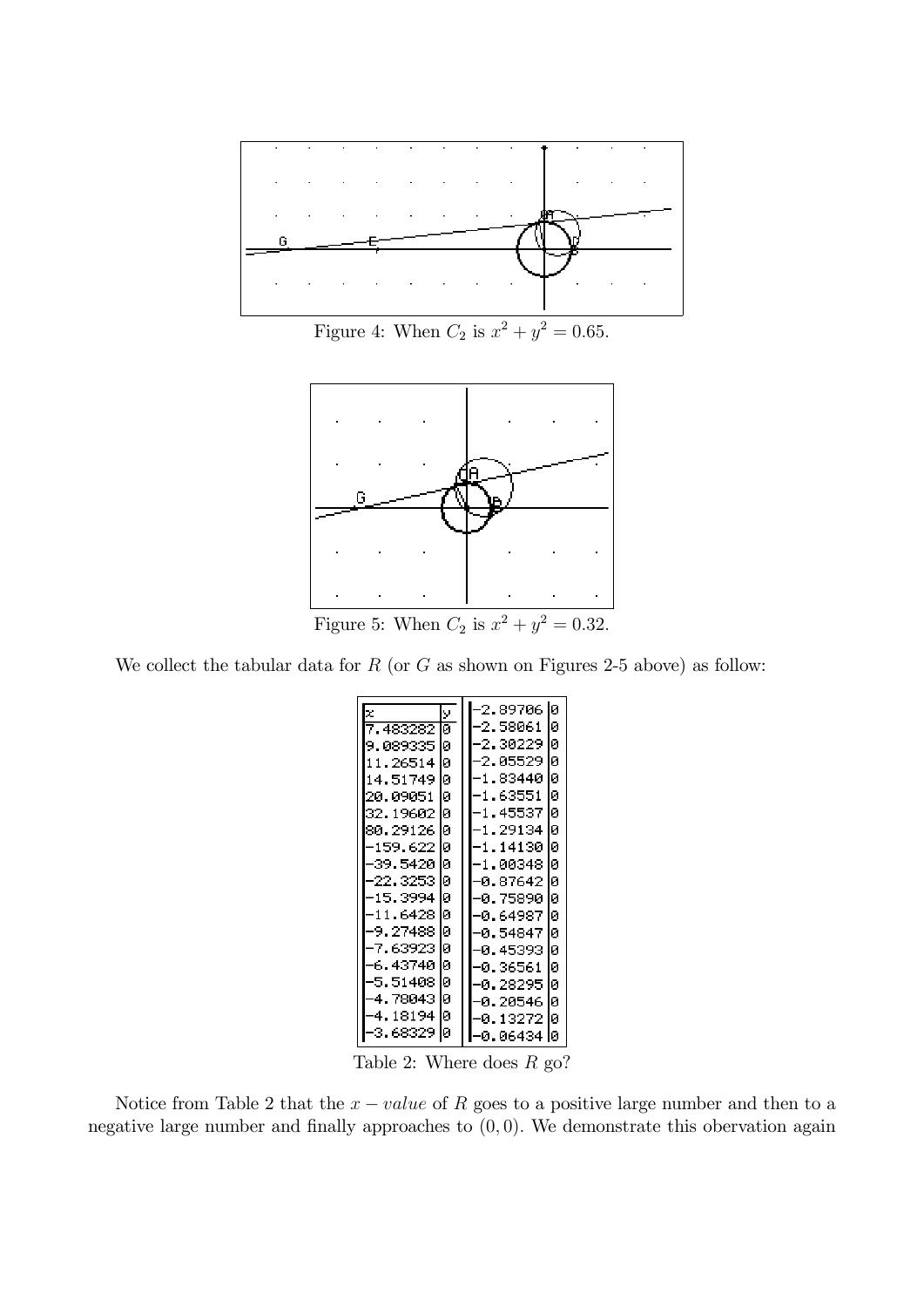Figure 4: When $C_2$ is $x^2 + y^2 = 0.65$.

Figure 5: When $C_2$ is $x^2 + y^2 = 0.32$.

We collect the tabular data for $R$ (or $G$ as shown on Figures 2-5 above) as follow:

| x | y | x | y |
|---|---|---|---|
| 7.483282 | 0 | -2.89706 | 0 |
| 9.089335 | 0 | -2.58061 | 0 |
| 11.26514 | 0 | -2.30229 | 0 |
| 14.51749 | 0 | -2.05529 | 0 |
| 20.09051 | 0 | -1.83440 | 0 |
| 32.19602 | 0 | -1.63551 | 0 |
| 80.29126 | 0 | -1.45537 | 0 |
| -159.622 | 0 | -1.29134 | 0 |
| -39.5420 | 0 | -1.14130 | 0 |
| -22.3253 | 0 | -1.00348 | 0 |
| -15.3994 | 0 | -0.87642 | 0 |
| -11.6428 | 0 | -0.75890 | 0 |
| -9.27488 | 0 | -0.64987 | 0 |
| -7.63923 | 0 | -0.54847 | 0 |
| -6.43740 | 0 | -0.45393 | 0 |
| -5.51408 | 0 | -0.36561 | 0 |
| -4.78043 | 0 | -0.28295 | 0 |
| -4.18194 | 0 | -0.20546 | 0 |
| -3.68329 | 0 | -0.13272 | 0 |
| | | -0.06434 | 0 |

Table 2: Where does $R$ go?

Notice from Table 2 that the $x - value$ of $R$ goes to a positive large number and then to a negative large number and finally approaches to $(0, 0)$. We demonstrate this obervation again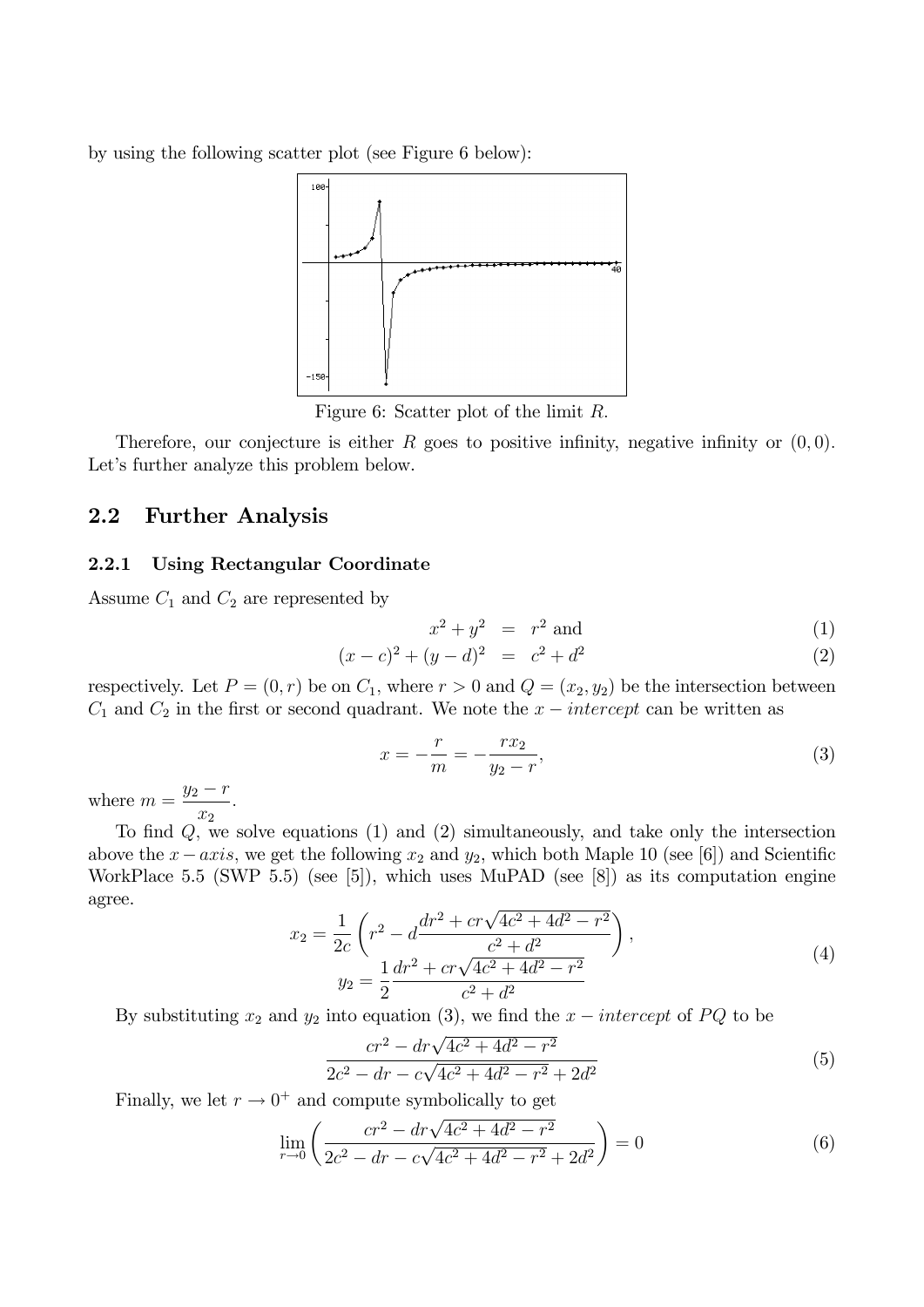by using the following scatter plot (see Figure 6 below):

Figure 6: Scatter plot of the limit $R$.

Therefore, our conjecture is either $R$ goes to positive infinity, negative infinity or $(0,0)$. Let's further analyze this problem below.

## 2.2 Further Analysis

### 2.2.1 Using Rectangular Coordinate

Assume $C_1$ and $C_2$ are represented by

$$x^2 + y^2 = r^2 \text{ and} \tag{1}$$

$$(x-c)^2 + (y-d)^2 = c^2 + d^2 \tag{2}$$

respectively. Let $P = (0, r)$ be on $C_1$, where $r > 0$ and $Q = (x_2, y_2)$ be the intersection between $C_1$ and $C_2$ in the first or second quadrant. We note the $x-intercept$ can be written as

$$x = -\frac{r}{m} = -\frac{rx_2}{y_2 - r}, \tag{3}$$

where $m = \dfrac{y_2 - r}{x_2}$.

To find $Q$, we solve equations (1) and (2) simultaneously, and take only the intersection above the $x-axis$, we get the following $x_2$ and $y_2$, which both Maple 10 (see [6]) and Scientific WorkPlace 5.5 (SWP 5.5) (see [5]), which uses MuPAD (see [8]) as its computation engine agree.

$$x_2 = \frac{1}{2c}\left(r^2 - d\frac{dr^2 + cr\sqrt{4c^2 + 4d^2 - r^2}}{c^2 + d^2}\right), \qquad y_2 = \frac{1}{2}\frac{dr^2 + cr\sqrt{4c^2 + 4d^2 - r^2}}{c^2 + d^2} \tag{4}$$

By substituting $x_2$ and $y_2$ into equation (3), we find the $x-intercept$ of $PQ$ to be

$$\frac{cr^2 - dr\sqrt{4c^2 + 4d^2 - r^2}}{2c^2 - dr - c\sqrt{4c^2 + 4d^2 - r^2} + 2d^2} \tag{5}$$

Finally, we let $r \to 0^+$ and compute symbolically to get

$$\lim_{r \to 0}\left(\frac{cr^2 - dr\sqrt{4c^2 + 4d^2 - r^2}}{2c^2 - dr - c\sqrt{4c^2 + 4d^2 - r^2} + 2d^2}\right) = 0 \tag{6}$$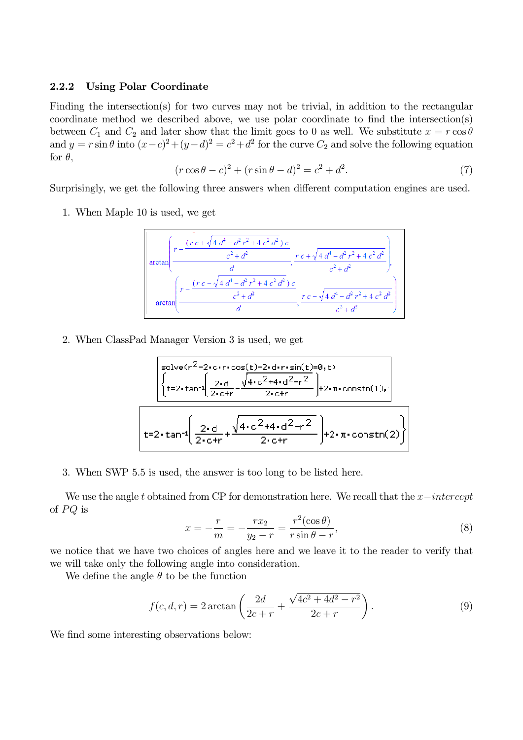### 2.2.2 Using Polar Coordinate

Finding the intersection(s) for two curves may not be trivial, in addition to the rectangular coordinate method we described above, we use polar coordinate to find the intersection(s) between $C_1$ and $C_2$ and later show that the limit goes to 0 as well. We substitute $x = r\cos\theta$ and $y = r\sin\theta$ into $(x-c)^2+(y-d)^2 = c^2+d^2$ for the curve $C_2$ and solve the following equation for $\theta$,

$$(r\cos\theta - c)^2 + (r\sin\theta - d)^2 = c^2 + d^2. \tag{7}$$

Surprisingly, we get the following three answers when different computation engines are used.

1. When Maple 10 is used, we get

$$\arctan\left(\frac{r - \frac{\left(rc + \sqrt{4d^4 - d^2r^2 + 4c^2d^2}\right)c}{c^2+d^2}}{d}, \frac{rc + \sqrt{4d^4 - d^2r^2 + 4c^2d^2}}{c^2+d^2}\right),$$
$$\arctan\left(\frac{r - \frac{\left(rc - \sqrt{4d^4 - d^2r^2 + 4c^2d^2}\right)c}{c^2+d^2}}{d}, \frac{rc - \sqrt{4d^4 - d^2r^2 + 4c^2d^2}}{c^2+d^2}\right)$$

2. When ClassPad Manager Version 3 is used, we get

```
solve(r^2-2·c·r·cos(t)-2·d·r·sin(t)=0,t)
```

$$\left\{t = 2\cdot\tan^{-1}\left(\frac{2\cdot d}{2\cdot c+r} - \frac{\sqrt{4\cdot c^2+4\cdot d^2-r^2}}{2\cdot c+r}\right) + 2\cdot\pi\cdot\text{constn}(1),\right.$$

$$\left. t = 2\cdot\tan^{-1}\left(\frac{2\cdot d}{2\cdot c+r} + \frac{\sqrt{4\cdot c^2+4\cdot d^2-r^2}}{2\cdot c+r}\right) + 2\cdot\pi\cdot\text{constn}(2)\right\}$$

3. When SWP 5.5 is used, the answer is too long to be listed here.

We use the angle $t$ obtained from CP for demonstration here. We recall that the $x-intercept$ of $PQ$ is

$$x = -\frac{r}{m} = -\frac{rx_2}{y_2 - r} = \frac{r^2(\cos\theta)}{r\sin\theta - r}, \tag{8}$$

we notice that we have two choices of angles here and we leave it to the reader to verify that we will take only the following angle into consideration.

We define the angle $\theta$ to be the function

$$f(c,d,r) = 2\arctan\left(\frac{2d}{2c+r} + \frac{\sqrt{4c^2+4d^2-r^2}}{2c+r}\right). \tag{9}$$

We find some interesting observations below: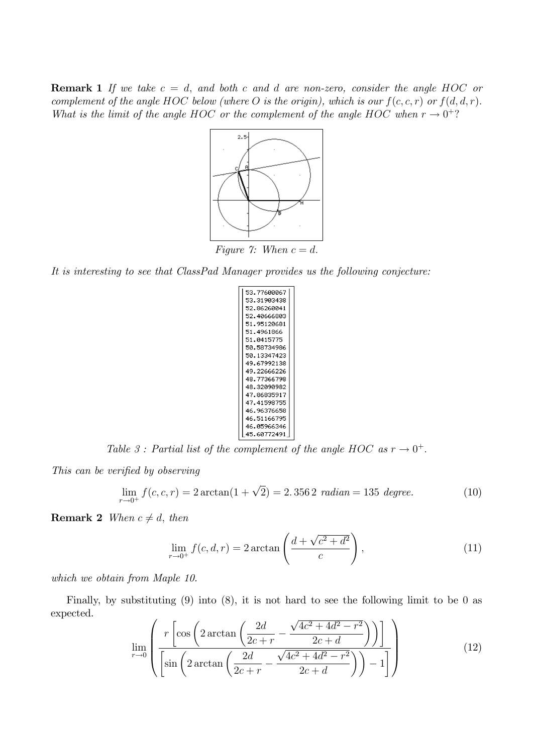**Remark 1** *If we take $c = d$, and both $c$ and $d$ are non-zero, consider the angle HOC or complement of the angle HOC below (where O is the origin), which is our $f(c, c, r)$ or $f(d, d, r)$. What is the limit of the angle HOC or the complement of the angle HOC when $r \to 0^+$?*

*Figure 7: When $c = d$.*

*It is interesting to see that ClassPad Manager provides us the following conjecture:*

| |
|---|
| 53.77600067 |
| 53.31903438 |
| 52.86260041 |
| 52.40666803 |
| 51.95120681 |
| 51.4961866 |
| 51.0415775 |
| 50.58734986 |
| 50.13347423 |
| 49.67992138 |
| 49.22666226 |
| 48.77366798 |
| 48.32090982 |
| 47.86835917 |
| 47.41598755 |
| 46.96376658 |
| 46.51166795 |
| 46.05966346 |
| 45.60772491 |

*Table 3 : Partial list of the complement of the angle HOC as $r \to 0^+$.*

*This can be verified by observing*

$$\lim_{r \to 0^+} f(c, c, r) = 2 \arctan(1 + \sqrt{2}) = 2.3562 \text{ radian} = 135 \text{ degree.} \tag{10}$$

**Remark 2** *When $c \neq d$, then*

$$\lim_{r \to 0^+} f(c, d, r) = 2 \arctan\left(\frac{d + \sqrt{c^2 + d^2}}{c}\right), \tag{11}$$

*which we obtain from Maple 10.*

Finally, by substituting (9) into (8), it is not hard to see the following limit to be 0 as expected.

$$\lim_{r \to 0} \left( \frac{r\left[\cos\left(2\arctan\left(\frac{2d}{2c+r} - \frac{\sqrt{4c^2+4d^2-r^2}}{2c+d}\right)\right)\right]}{\left[\sin\left(2\arctan\left(\frac{2d}{2c+r} - \frac{\sqrt{4c^2+4d^2-r^2}}{2c+d}\right)\right) - 1\right]} \right) \tag{12}$$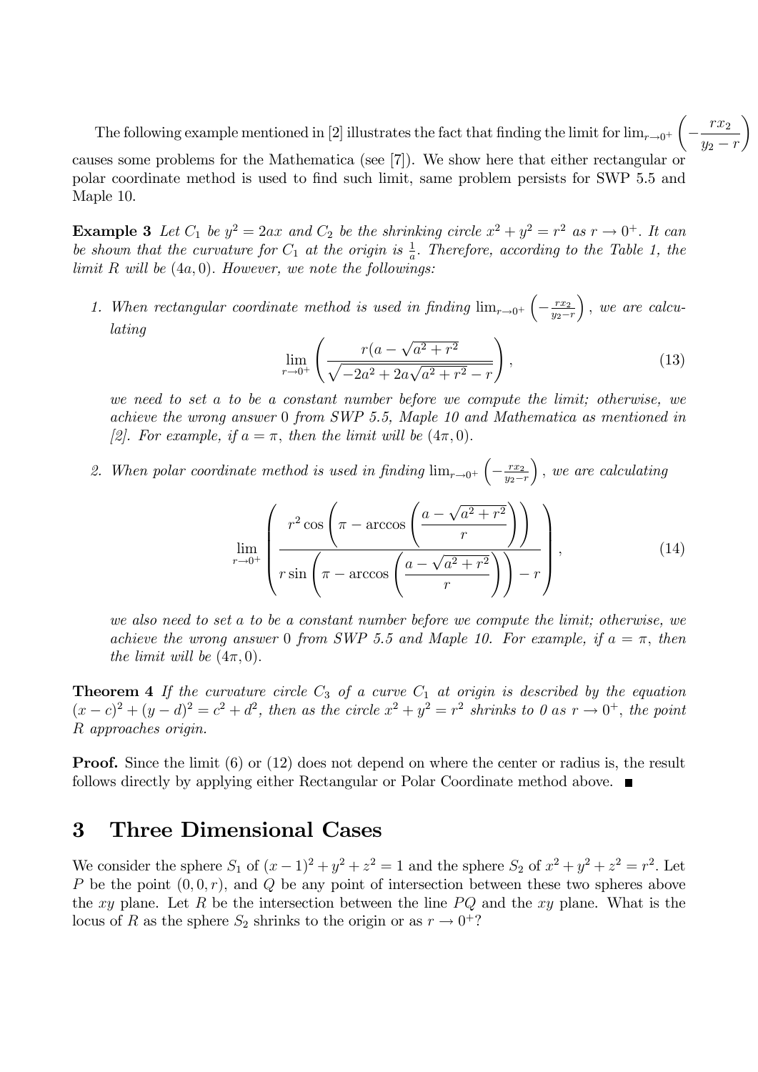The following example mentioned in [2] illustrates the fact that finding the limit for $\lim_{r\to 0^+}\left(-\frac{rx_2}{y_2-r}\right)$ causes some problems for the Mathematica (see [7]). We show here that either rectangular or polar coordinate method is used to find such limit, same problem persists for SWP 5.5 and Maple 10.

**Example 3** *Let $C_1$ be $y^2 = 2ax$ and $C_2$ be the shrinking circle $x^2 + y^2 = r^2$ as $r \to 0^+$. It can be shown that the curvature for $C_1$ at the origin is $\frac{1}{a}$. Therefore, according to the Table 1, the limit $R$ will be $(4a, 0)$. However, we note the followings:*

1. *When rectangular coordinate method is used in finding $\lim_{r\to 0^+}\left(-\frac{rx_2}{y_2-r}\right)$, we are calculating*

$$\lim_{r\to 0^+}\left(\frac{r(a-\sqrt{a^2+r^2}}{\sqrt{-2a^2+2a\sqrt{a^2+r^2}-r}}\right), \tag{13}$$

   *we need to set $a$ to be a constant number before we compute the limit; otherwise, we achieve the wrong answer 0 from SWP 5.5, Maple 10 and Mathematica as mentioned in [2]. For example, if $a = \pi$, then the limit will be $(4\pi, 0)$.*

2. *When polar coordinate method is used in finding $\lim_{r\to 0^+}\left(-\frac{rx_2}{y_2-r}\right)$, we are calculating*

$$\lim_{r\to 0^+}\left(\frac{r^2\cos\left(\pi - \arccos\left(\frac{a-\sqrt{a^2+r^2}}{r}\right)\right)}{r\sin\left(\pi - \arccos\left(\frac{a-\sqrt{a^2+r^2}}{r}\right)\right) - r}\right), \tag{14}$$

   *we also need to set $a$ to be a constant number before we compute the limit; otherwise, we achieve the wrong answer 0 from SWP 5.5 and Maple 10. For example, if $a = \pi$, then the limit will be $(4\pi, 0)$.*

**Theorem 4** *If the curvature circle $C_3$ of a curve $C_1$ at origin is described by the equation $(x-c)^2 + (y-d)^2 = c^2 + d^2$, then as the circle $x^2 + y^2 = r^2$ shrinks to 0 as $r \to 0^+$, the point $R$ approaches origin.*

**Proof.** Since the limit (6) or (12) does not depend on where the center or radius is, the result follows directly by applying either Rectangular or Polar Coordinate method above. ■

# 3 Three Dimensional Cases

We consider the sphere $S_1$ of $(x-1)^2 + y^2 + z^2 = 1$ and the sphere $S_2$ of $x^2 + y^2 + z^2 = r^2$. Let $P$ be the point $(0, 0, r)$, and $Q$ be any point of intersection between these two spheres above the $xy$ plane. Let $R$ be the intersection between the line $PQ$ and the $xy$ plane. What is the locus of $R$ as the sphere $S_2$ shrinks to the origin or as $r \to 0^+$?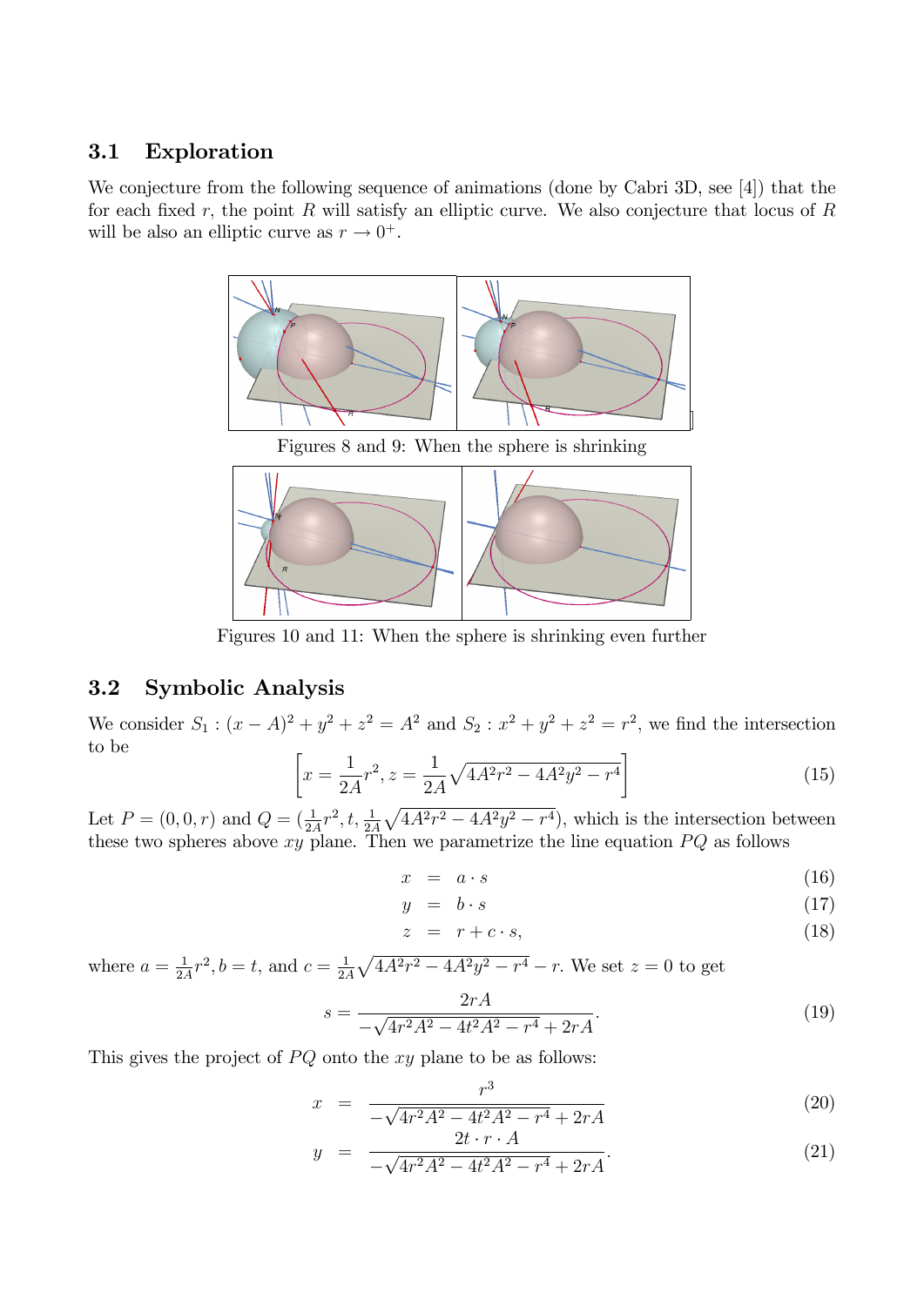### 3.1 Exploration

We conjecture from the following sequence of animations (done by Cabri 3D, see [4]) that the for each fixed $r$, the point $R$ will satisfy an elliptic curve. We also conjecture that locus of $R$ will be also an elliptic curve as $r \to 0^+$.

Figures 8 and 9: When the sphere is shrinking

Figures 10 and 11: When the sphere is shrinking even further

### 3.2 Symbolic Analysis

We consider $S_1 : (x - A)^2 + y^2 + z^2 = A^2$ and $S_2 : x^2 + y^2 + z^2 = r^2$, we find the intersection to be

$$\left[ x = \frac{1}{2A} r^2, z = \frac{1}{2A} \sqrt{4A^2 r^2 - 4A^2 y^2 - r^4} \right] \tag{15}$$

Let $P = (0, 0, r)$ and $Q = (\frac{1}{2A} r^2, t, \frac{1}{2A} \sqrt{4A^2 r^2 - 4A^2 y^2 - r^4})$, which is the intersection between these two spheres above $xy$ plane. Then we parametrize the line equation $PQ$ as follows

$$x = a \cdot s \tag{16}$$

$$y = b \cdot s \tag{17}$$

$$z = r + c \cdot s, \tag{18}$$

where $a = \frac{1}{2A} r^2, b = t$, and $c = \frac{1}{2A} \sqrt{4A^2 r^2 - 4A^2 y^2 - r^4} - r$. We set $z = 0$ to get

$$s = \frac{2rA}{-\sqrt{4r^2 A^2 - 4t^2 A^2 - r^4} + 2rA}. \tag{19}$$

This gives the project of $PQ$ onto the $xy$ plane to be as follows:

$$x = \frac{r^3}{-\sqrt{4r^2 A^2 - 4t^2 A^2 - r^4} + 2rA} \tag{20}$$

$$y = \frac{2t \cdot r \cdot A}{-\sqrt{4r^2 A^2 - 4t^2 A^2 - r^4} + 2rA}. \tag{21}$$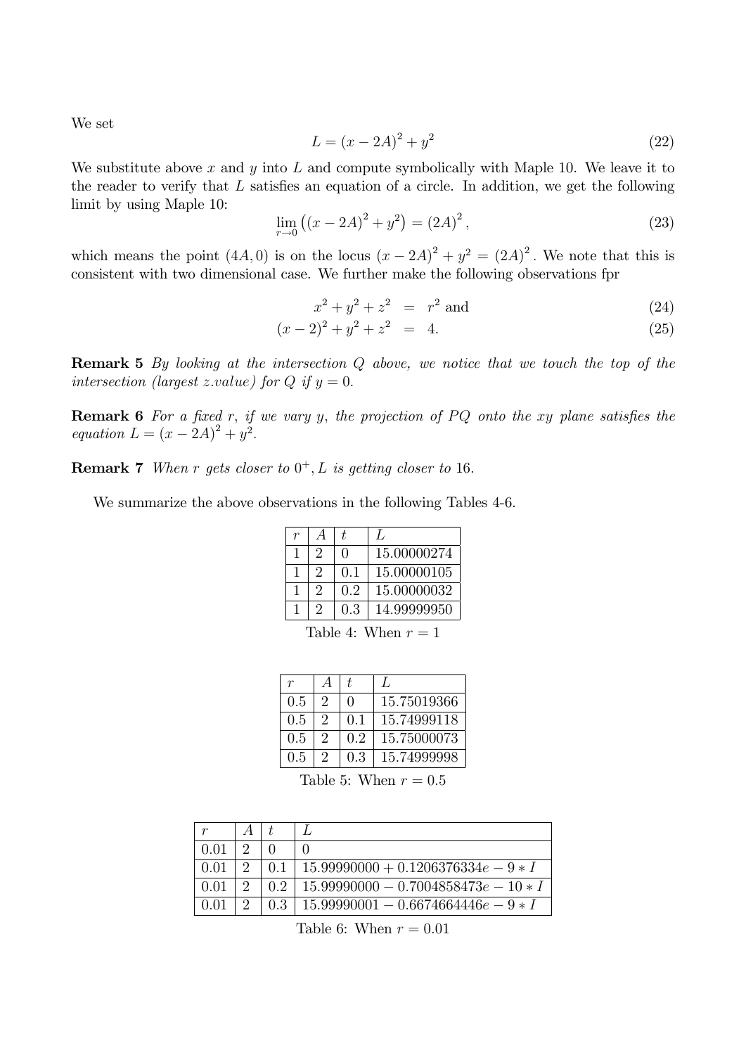We set

$$L = (x - 2A)^2 + y^2 \tag{22}$$

We substitute above $x$ and $y$ into $L$ and compute symbolically with Maple 10. We leave it to the reader to verify that $L$ satisfies an equation of a circle. In addition, we get the following limit by using Maple 10:

$$\lim_{r \to 0} \left( (x - 2A)^2 + y^2 \right) = (2A)^2, \tag{23}$$

which means the point $(4A, 0)$ is on the locus $(x - 2A)^2 + y^2 = (2A)^2$. We note that this is consistent with two dimensional case. We further make the following observations fpr

$$x^2 + y^2 + z^2 = r^2 \text{ and} \tag{24}$$

$$(x - 2)^2 + y^2 + z^2 = 4. \tag{25}$$

**Remark 5** *By looking at the intersection $Q$ above, we notice that we touch the top of the intersection (largest z.value) for $Q$ if $y = 0$.*

**Remark 6** *For a fixed $r$, if we vary $y$, the projection of $PQ$ onto the $xy$ plane satisfies the equation $L = (x - 2A)^2 + y^2$.*

**Remark 7** *When $r$ gets closer to $0^+$, $L$ is getting closer to 16.*

We summarize the above observations in the following Tables 4-6.

| $r$ | $A$ | $t$ | $L$ |
|---|---|---|---|
| 1 | 2 | 0 | 15.00000274 |
| 1 | 2 | 0.1 | 15.00000105 |
| 1 | 2 | 0.2 | 15.00000032 |
| 1 | 2 | 0.3 | 14.99999950 |

Table 4: When $r = 1$

| $r$ | $A$ | $t$ | $L$ |
|---|---|---|---|
| 0.5 | 2 | 0 | 15.75019366 |
| 0.5 | 2 | 0.1 | 15.74999118 |
| 0.5 | 2 | 0.2 | 15.75000073 |
| 0.5 | 2 | 0.3 | 15.74999998 |

Table 5: When $r = 0.5$

| $r$ | $A$ | $t$ | $L$ |
|---|---|---|---|
| 0.01 | 2 | 0 | 0 |
| 0.01 | 2 | 0.1 | $15.99990000 + 0.1206376334e - 9 * I$ |
| 0.01 | 2 | 0.2 | $15.99990000 - 0.7004858473e - 10 * I$ |
| 0.01 | 2 | 0.3 | $15.99990001 - 0.6674664446e - 9 * I$ |

Table 6: When $r = 0.01$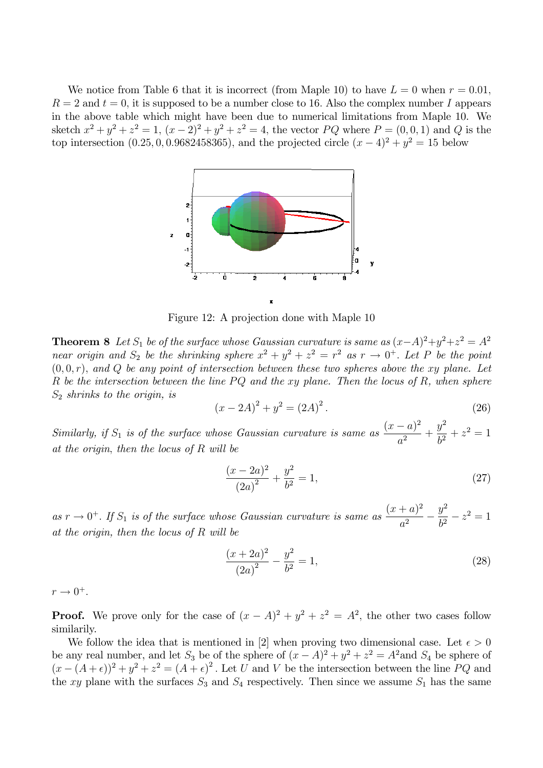We notice from Table 6 that it is incorrect (from Maple 10) to have $L = 0$ when $r = 0.01$, $R = 2$ and $t = 0$, it is supposed to be a number close to 16. Also the complex number $I$ appears in the above table which might have been due to numerical limitations from Maple 10. We sketch $x^2 + y^2 + z^2 = 1$, $(x-2)^2 + y^2 + z^2 = 4$, the vector $PQ$ where $P = (0, 0, 1)$ and $Q$ is the top intersection $(0.25, 0, 0.9682458365)$, and the projected circle $(x-4)^2 + y^2 = 15$ below

Figure 12: A projection done with Maple 10

**Theorem 8** *Let $S_1$ be of the surface whose Gaussian curvature is same as $(x-A)^2+y^2+z^2 = A^2$ near origin and $S_2$ be the shrinking sphere $x^2 + y^2 + z^2 = r^2$ as $r \to 0^+$. Let $P$ be the point $(0, 0, r)$, and $Q$ be any point of intersection between these two spheres above the $xy$ plane. Let $R$ be the intersection between the line $PQ$ and the $xy$ plane. Then the locus of $R$, when sphere $S_2$ shrinks to the origin, is*

$$(x - 2A)^2 + y^2 = (2A)^2 . \tag{26}$$

*Similarly, if $S_1$ is of the surface whose Gaussian curvature is same as $\dfrac{(x-a)^2}{a^2} + \dfrac{y^2}{b^2} + z^2 = 1$ at the origin, then the locus of $R$ will be*

$$\frac{(x-2a)^2}{(2a)^2} + \frac{y^2}{b^2} = 1, \tag{27}$$

*as $r \to 0^+$. If $S_1$ is of the surface whose Gaussian curvature is same as $\dfrac{(x+a)^2}{a^2} - \dfrac{y^2}{b^2} - z^2 = 1$ at the origin, then the locus of $R$ will be*

$$\frac{(x+2a)^2}{(2a)^2} - \frac{y^2}{b^2} = 1, \tag{28}$$

*$r \to 0^+$.*

**Proof.** We prove only for the case of $(x - A)^2 + y^2 + z^2 = A^2$, the other two cases follow similarly.

We follow the idea that is mentioned in [2] when proving two dimensional case. Let $\epsilon > 0$ be any real number, and let $S_3$ be of the sphere of $(x-A)^2 + y^2 + z^2 = A^2$and $S_4$ be sphere of $(x - (A + \epsilon))^2 + y^2 + z^2 = (A + \epsilon)^2$. Let $U$ and $V$ be the intersection between the line $PQ$ and the $xy$ plane with the surfaces $S_3$ and $S_4$ respectively. Then since we assume $S_1$ has the same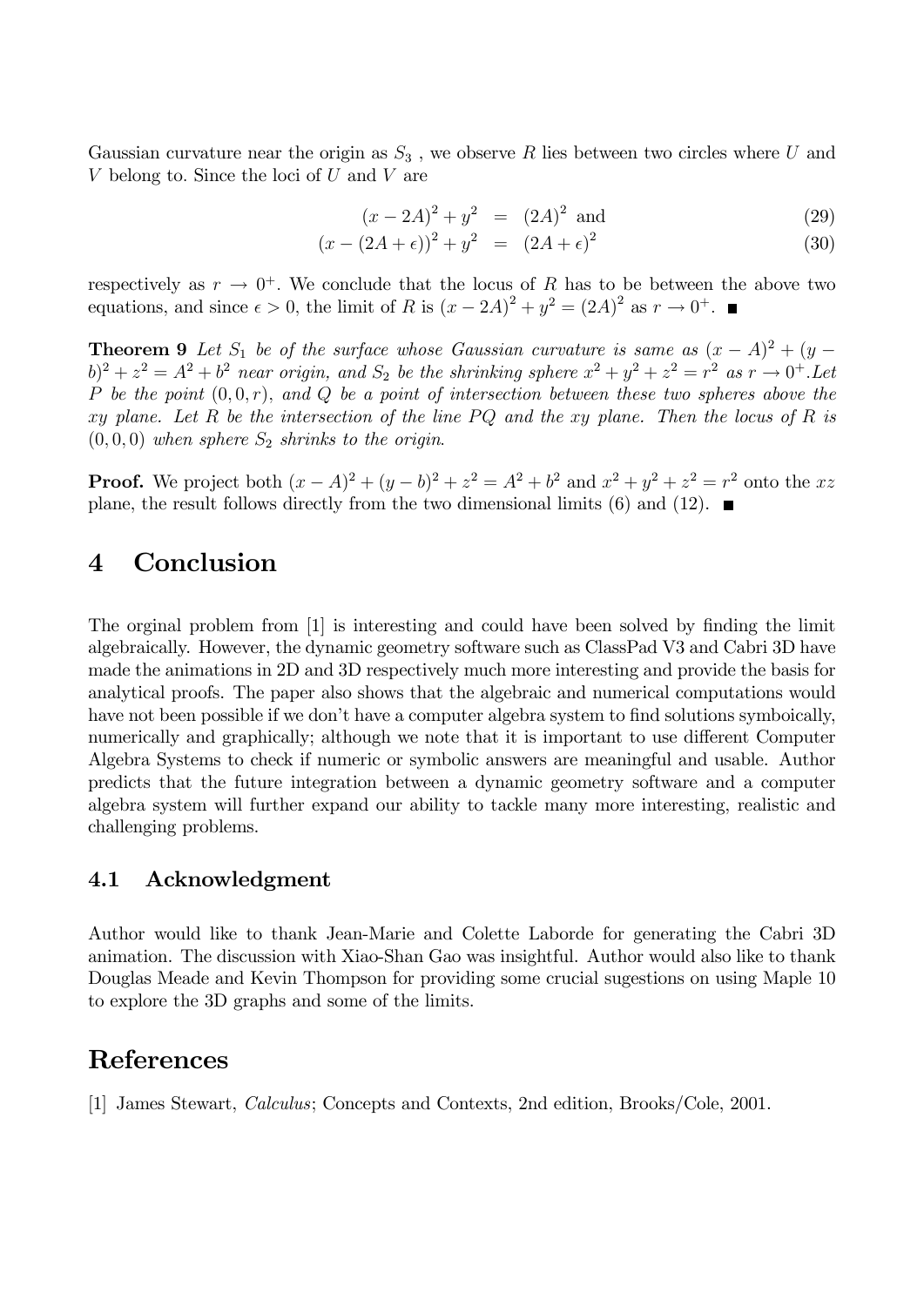Gaussian curvature near the origin as $S_3$ , we observe $R$ lies between two circles where $U$ and $V$ belong to. Since the loci of $U$ and $V$ are

$$(x-2A)^2+y^2 = (2A)^2 \text{ and} \tag{29}$$

$$(x-(2A+\epsilon))^2+y^2 = (2A+\epsilon)^2 \tag{30}$$

respectively as $r \to 0^+$. We conclude that the locus of $R$ has to be between the above two equations, and since $\epsilon > 0$, the limit of $R$ is $(x-2A)^2+y^2 = (2A)^2$ as $r \to 0^+$. ∎

**Theorem 9** *Let $S_1$ be of the surface whose Gaussian curvature is same as $(x-A)^2+(y-b)^2+z^2 = A^2+b^2$ near origin, and $S_2$ be the shrinking sphere $x^2+y^2+z^2 = r^2$ as $r \to 0^+$.Let $P$ be the point $(0,0,r)$, and $Q$ be a point of intersection between these two spheres above the xy plane. Let $R$ be the intersection of the line $PQ$ and the xy plane. Then the locus of $R$ is $(0,0,0)$ when sphere $S_2$ shrinks to the origin.*

**Proof.** We project both $(x-A)^2+(y-b)^2+z^2 = A^2+b^2$ and $x^2+y^2+z^2 = r^2$ onto the $xz$ plane, the result follows directly from the two dimensional limits (6) and (12). ∎

# 4 Conclusion

The orginal problem from [1] is interesting and could have been solved by finding the limit algebraically. However, the dynamic geometry software such as ClassPad V3 and Cabri 3D have made the animations in 2D and 3D respectively much more interesting and provide the basis for analytical proofs. The paper also shows that the algebraic and numerical computations would have not been possible if we don't have a computer algebra system to find solutions symboically, numerically and graphically; although we note that it is important to use different Computer Algebra Systems to check if numeric or symbolic answers are meaningful and usable. Author predicts that the future integration between a dynamic geometry software and a computer algebra system will further expand our ability to tackle many more interesting, realistic and challenging problems.

## 4.1 Acknowledgment

Author would like to thank Jean-Marie and Colette Laborde for generating the Cabri 3D animation. The discussion with Xiao-Shan Gao was insightful. Author would also like to thank Douglas Meade and Kevin Thompson for providing some crucial sugestions on using Maple 10 to explore the 3D graphs and some of the limits.

# References

[1] James Stewart, *Calculus*; Concepts and Contexts, 2nd edition, Brooks/Cole, 2001.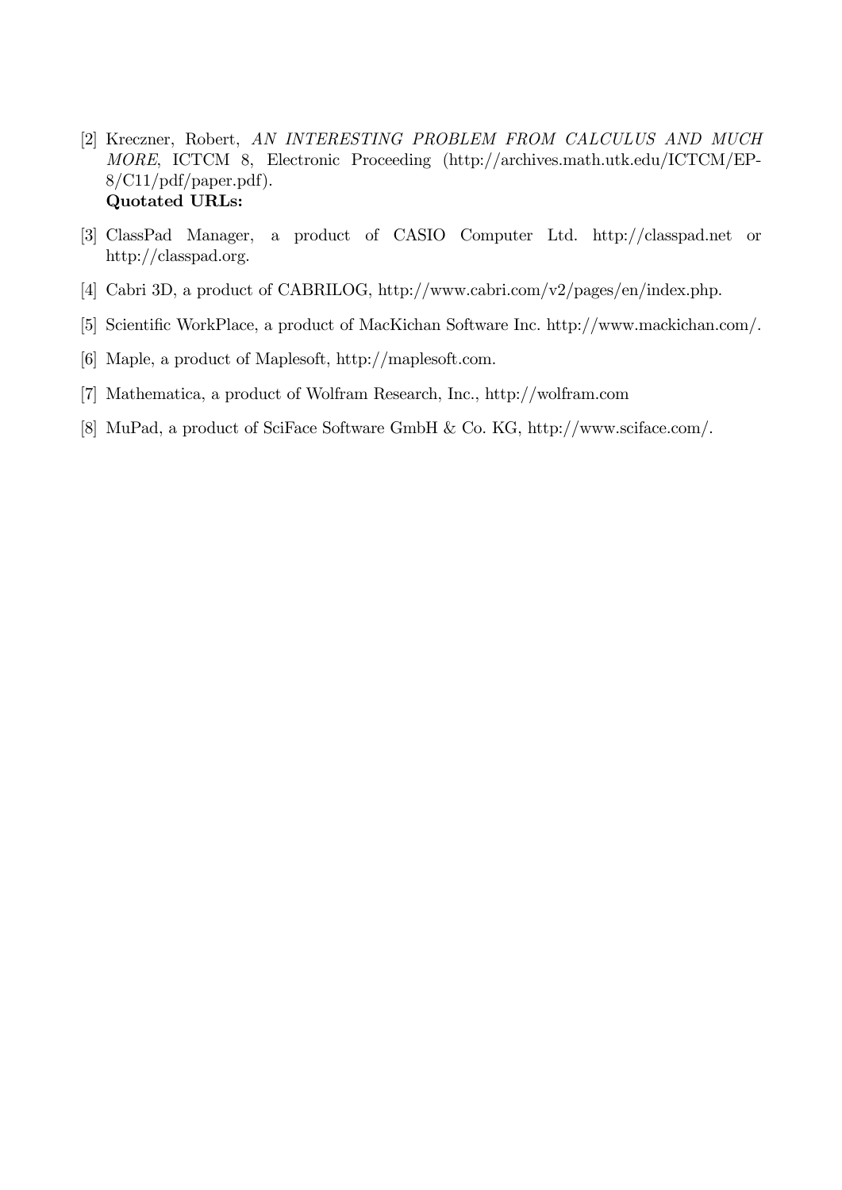[2] Kreczner, Robert, *AN INTERESTING PROBLEM FROM CALCULUS AND MUCH MORE*, ICTCM 8, Electronic Proceeding (http://archives.math.utk.edu/ICTCM/EP-8/C11/pdf/paper.pdf).

**Quotated URLs:**

[3] ClassPad Manager, a product of CASIO Computer Ltd. http://classpad.net or http://classpad.org.

[4] Cabri 3D, a product of CABRILOG, http://www.cabri.com/v2/pages/en/index.php.

[5] Scientific WorkPlace, a product of MacKichan Software Inc. http://www.mackichan.com/.

[6] Maple, a product of Maplesoft, http://maplesoft.com.

[7] Mathematica, a product of Wolfram Research, Inc., http://wolfram.com

[8] MuPad, a product of SciFace Software GmbH & Co. KG, http://www.sciface.com/.